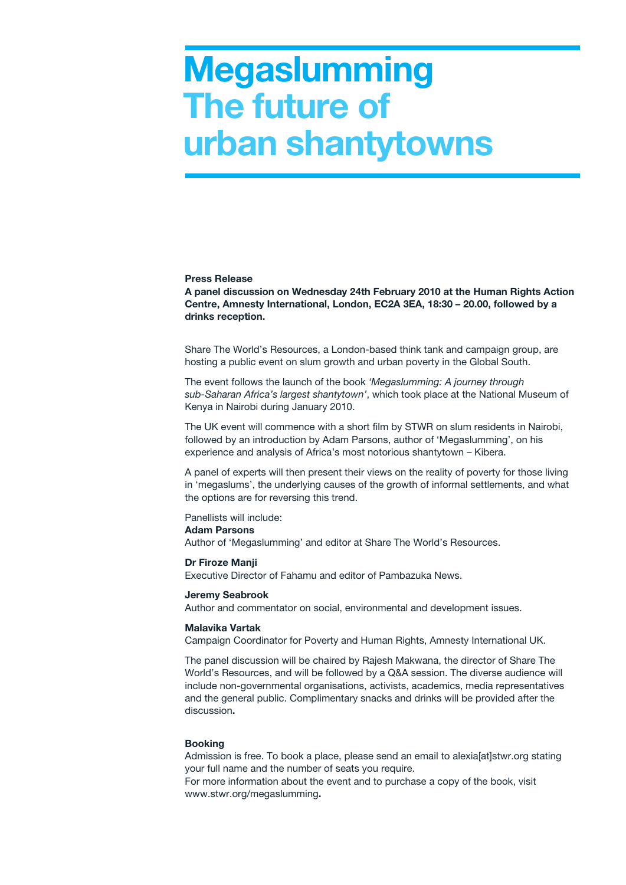# Megaslumming
## The future of urban shantytowns

**Press Release**
**A panel discussion on Wednesday 24th February 2010 at the Human Rights Action Centre, Amnesty International, London, EC2A 3EA, 18:30 – 20.00, followed by a drinks reception.**

Share The World's Resources, a London-based think tank and campaign group, are hosting a public event on slum growth and urban poverty in the Global South.

The event follows the launch of the book *'Megaslumming: A journey through sub-Saharan Africa's largest shantytown'*, which took place at the National Museum of Kenya in Nairobi during January 2010.

The UK event will commence with a short film by STWR on slum residents in Nairobi, followed by an introduction by Adam Parsons, author of 'Megaslumming', on his experience and analysis of Africa's most notorious shantytown – Kibera.

A panel of experts will then present their views on the reality of poverty for those living in 'megaslums', the underlying causes of the growth of informal settlements, and what the options are for reversing this trend.

Panellists will include:

**Adam Parsons**
Author of 'Megaslumming' and editor at Share The World's Resources.

**Dr Firoze Manji**
Executive Director of Fahamu and editor of Pambazuka News.

**Jeremy Seabrook**
Author and commentator on social, environmental and development issues.

**Malavika Vartak**
Campaign Coordinator for Poverty and Human Rights, Amnesty International UK.

The panel discussion will be chaired by Rajesh Makwana, the director of Share The World's Resources, and will be followed by a Q&A session. The diverse audience will include non-governmental organisations, activists, academics, media representatives and the general public. Complimentary snacks and drinks will be provided after the discussion**.**

**Booking**
Admission is free. To book a place, please send an email to alexia[at]stwr.org stating your full name and the number of seats you require.
For more information about the event and to purchase a copy of the book, visit www.stwr.org/megaslumming**.**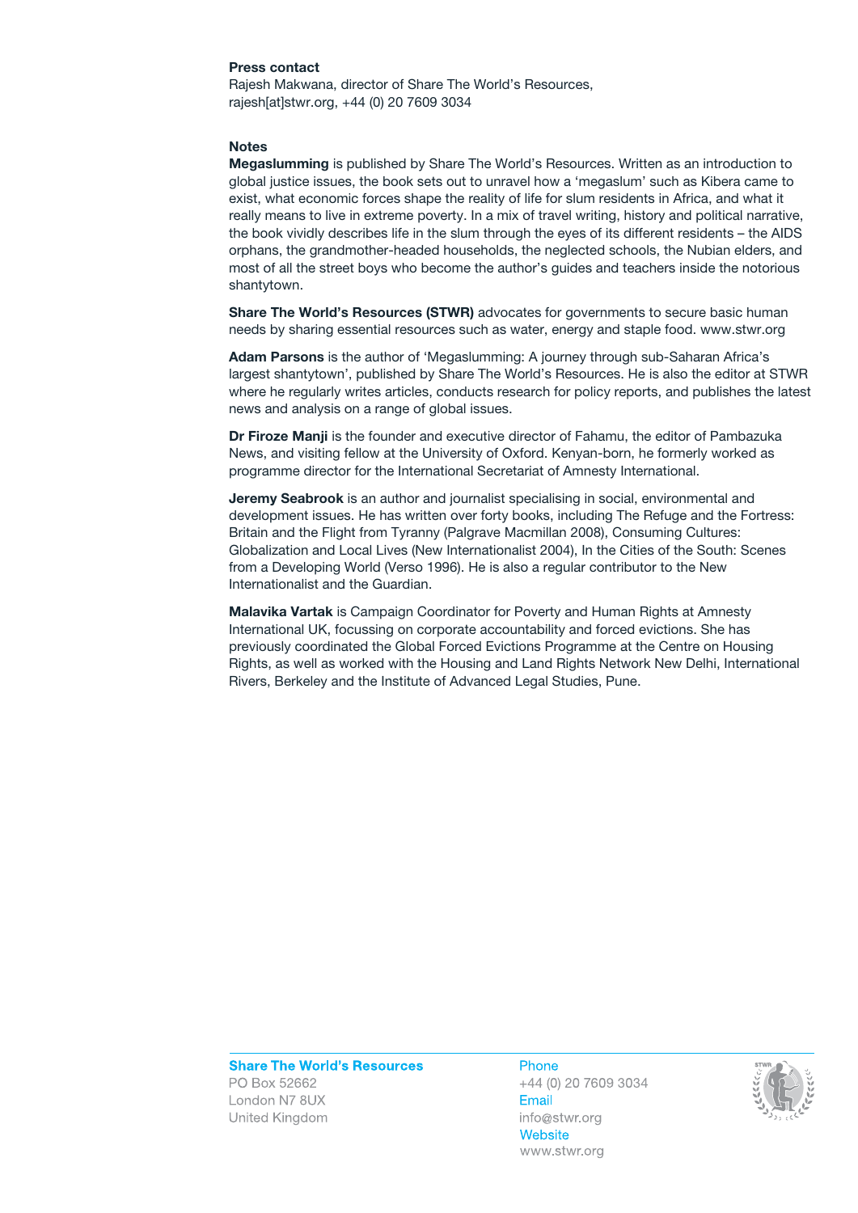**Press contact**
Rajesh Makwana, director of Share The World's Resources, rajesh[at]stwr.org, +44 (0) 20 7609 3034

**Notes**

**Megaslumming** is published by Share The World's Resources. Written as an introduction to global justice issues, the book sets out to unravel how a 'megaslum' such as Kibera came to exist, what economic forces shape the reality of life for slum residents in Africa, and what it really means to live in extreme poverty. In a mix of travel writing, history and political narrative, the book vividly describes life in the slum through the eyes of its different residents – the AIDS orphans, the grandmother-headed households, the neglected schools, the Nubian elders, and most of all the street boys who become the author's guides and teachers inside the notorious shantytown.

**Share The World's Resources (STWR)** advocates for governments to secure basic human needs by sharing essential resources such as water, energy and staple food. www.stwr.org

**Adam Parsons** is the author of 'Megaslumming: A journey through sub-Saharan Africa's largest shantytown', published by Share The World's Resources. He is also the editor at STWR where he regularly writes articles, conducts research for policy reports, and publishes the latest news and analysis on a range of global issues.

**Dr Firoze Manji** is the founder and executive director of Fahamu, the editor of Pambazuka News, and visiting fellow at the University of Oxford. Kenyan-born, he formerly worked as programme director for the International Secretariat of Amnesty International.

**Jeremy Seabrook** is an author and journalist specialising in social, environmental and development issues. He has written over forty books, including The Refuge and the Fortress: Britain and the Flight from Tyranny (Palgrave Macmillan 2008), Consuming Cultures: Globalization and Local Lives (New Internationalist 2004), In the Cities of the South: Scenes from a Developing World (Verso 1996). He is also a regular contributor to the New Internationalist and the Guardian.

**Malavika Vartak** is Campaign Coordinator for Poverty and Human Rights at Amnesty International UK, focussing on corporate accountability and forced evictions. She has previously coordinated the Global Forced Evictions Programme at the Centre on Housing Rights, as well as worked with the Housing and Land Rights Network New Delhi, International Rivers, Berkeley and the Institute of Advanced Legal Studies, Pune.

**Share The World's Resources**
PO Box 52662
London N7 8UX
United Kingdom

Phone
+44 (0) 20 7609 3034
Email
info@stwr.org
Website
www.stwr.org